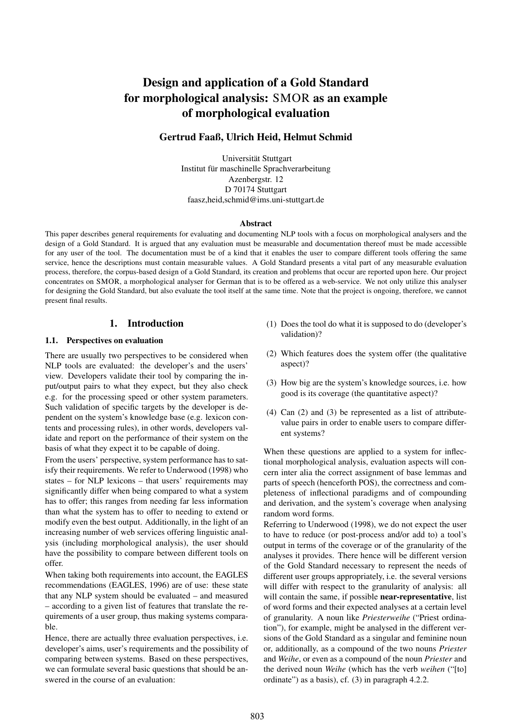# Design and application of a Gold Standard for morphological analysis: SMOR as an example of morphological evaluation

**Gertrud Faaß, Ulrich Heid, Helmut Schmid**

Universität Stuttgart
Institut für maschinelle Sprachverarbeitung
Azenbergstr. 12
D 70174 Stuttgart
faasz,heid,schmid@ims.uni-stuttgart.de

### Abstract

This paper describes general requirements for evaluating and documenting NLP tools with a focus on morphological analysers and the design of a Gold Standard. It is argued that any evaluation must be measurable and documentation thereof must be made accessible for any user of the tool. The documentation must be of a kind that it enables the user to compare different tools offering the same service, hence the descriptions must contain measurable values. A Gold Standard presents a vital part of any measurable evaluation process, therefore, the corpus-based design of a Gold Standard, its creation and problems that occur are reported upon here. Our project concentrates on SMOR, a morphological analyser for German that is to be offered as a web-service. We not only utilize this analyser for designing the Gold Standard, but also evaluate the tool itself at the same time. Note that the project is ongoing, therefore, we cannot present final results.

## 1. Introduction

### 1.1. Perspectives on evaluation

There are usually two perspectives to be considered when NLP tools are evaluated: the developer's and the users' view. Developers validate their tool by comparing the input/output pairs to what they expect, but they also check e.g. for the processing speed or other system parameters. Such validation of specific targets by the developer is dependent on the system's knowledge base (e.g. lexicon contents and processing rules), in other words, developers validate and report on the performance of their system on the basis of what they expect it to be capable of doing.

From the users' perspective, system performance has to satisfy their requirements. We refer to Underwood (1998) who states – for NLP lexicons – that users' requirements may significantly differ when being compared to what a system has to offer; this ranges from needing far less information than what the system has to offer to needing to extend or modify even the best output. Additionally, in the light of an increasing number of web services offering linguistic analysis (including morphological analysis), the user should have the possibility to compare between different tools on offer.

When taking both requirements into account, the EAGLES recommendations (EAGLES, 1996) are of use: these state that any NLP system should be evaluated – and measured – according to a given list of features that translate the requirements of a user group, thus making systems comparable.

Hence, there are actually three evaluation perspectives, i.e. developer's aims, user's requirements and the possibility of comparing between systems. Based on these perspectives, we can formulate several basic questions that should be answered in the course of an evaluation:

(1) Does the tool do what it is supposed to do (developer's validation)?

(2) Which features does the system offer (the qualitative aspect)?

(3) How big are the system's knowledge sources, i.e. how good is its coverage (the quantitative aspect)?

(4) Can (2) and (3) be represented as a list of attribute-value pairs in order to enable users to compare different systems?

When these questions are applied to a system for inflectional morphological analysis, evaluation aspects will concern inter alia the correct assignment of base lemmas and parts of speech (henceforth POS), the correctness and completeness of inflectional paradigms and of compounding and derivation, and the system's coverage when analysing random word forms.

Referring to Underwood (1998), we do not expect the user to have to reduce (or post-process and/or add to) a tool's output in terms of the coverage or of the granularity of the analyses it provides. There hence will be different version of the Gold Standard necessary to represent the needs of different user groups appropriately, i.e. the several versions will differ with respect to the granularity of analysis: all will contain the same, if possible **near-representative**, list of word forms and their expected analyses at a certain level of granularity. A noun like *Priesterweihe* ("Priest ordination"), for example, might be analysed in the different versions of the Gold Standard as a singular and feminine noun or, additionally, as a compound of the two nouns *Priester* and *Weihe*, or even as a compound of the noun *Priester* and the derived noun *Weihe* (which has the verb *weihen* ("[to] ordinate") as a basis), cf. (3) in paragraph 4.2.2.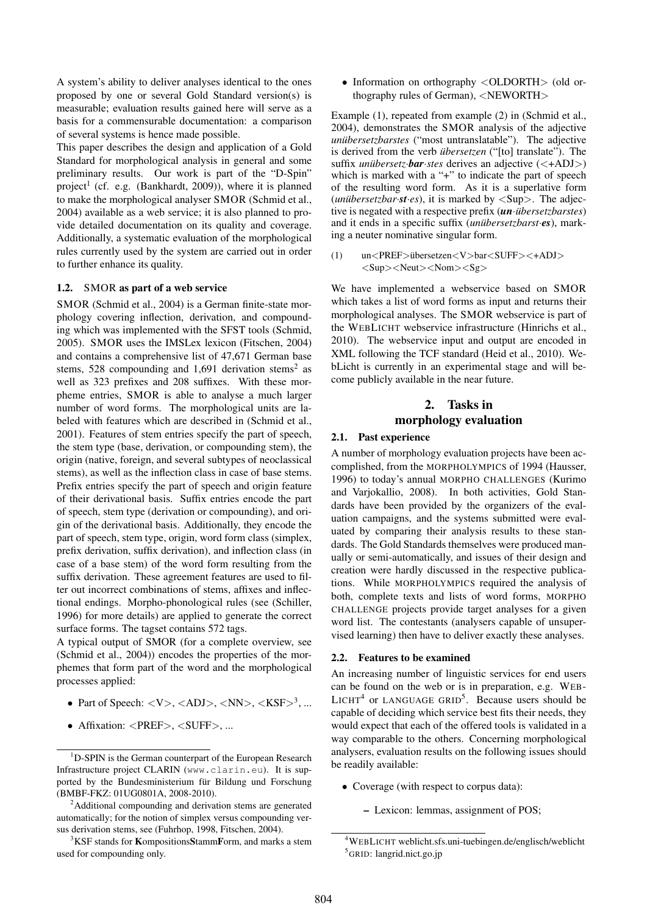A system's ability to deliver analyses identical to the ones proposed by one or several Gold Standard version(s) is measurable; evaluation results gained here will serve as a basis for a commensurable documentation: a comparison of several systems is hence made possible.

This paper describes the design and application of a Gold Standard for morphological analysis in general and some preliminary results. Our work is part of the "D-Spin" project[1] (cf. e.g. (Bankhardt, 2009)), where it is planned to make the morphological analyser SMOR (Schmid et al., 2004) available as a web service; it is also planned to provide detailed documentation on its quality and coverage. Additionally, a systematic evaluation of the morphological rules currently used by the system are carried out in order to further enhance its quality.

### 1.2. SMOR as part of a web service

SMOR (Schmid et al., 2004) is a German finite-state morphology covering inflection, derivation, and compounding which was implemented with the SFST tools (Schmid, 2005). SMOR uses the IMSLex lexicon (Fitschen, 2004) and contains a comprehensive list of 47,671 German base stems, 528 compounding and 1,691 derivation stems[2] as well as 323 prefixes and 208 suffixes. With these morpheme entries, SMOR is able to analyse a much larger number of word forms. The morphological units are labeled with features which are described in (Schmid et al., 2001). Features of stem entries specify the part of speech, the stem type (base, derivation, or compounding stem), the origin (native, foreign, and several subtypes of neoclassical stems), as well as the inflection class in case of base stems. Prefix entries specify the part of speech and origin feature of their derivational basis. Suffix entries encode the part of speech, stem type (derivation or compounding), and origin of the derivational basis. Additionally, they encode the part of speech, stem type, origin, word form class (simplex, prefix derivation, suffix derivation), and inflection class (in case of a base stem) of the word form resulting from the suffix derivation. These agreement features are used to filter out incorrect combinations of stems, affixes and inflectional endings. Morpho-phonological rules (see (Schiller, 1996) for more details) are applied to generate the correct surface forms. The tagset contains 572 tags.

A typical output of SMOR (for a complete overview, see (Schmid et al., 2004)) encodes the properties of the morphemes that form part of the word and the morphological processes applied:

- Part of Speech: <V>, <ADJ>, <NN>, <KSF>[3], ...
- Affixation: <PREF>, <SUFF>, ...
- Information on orthography <OLDORTH> (old orthography rules of German), <NEWORTH>

Example (1), repeated from example (2) in (Schmid et al., 2004), demonstrates the SMOR analysis of the adjective *unübersetzbarstes* ("most untranslatable"). The adjective is derived from the verb *übersetzen* ("[to] translate"). The suffix *unübersetz·**bar**·stes* derives an adjective (<+ADJ>) which is marked with a "+" to indicate the part of speech of the resulting word form. As it is a superlative form (*unübersetzbar·**st**·es*), it is marked by <Sup>. The adjective is negated with a respective prefix (***un***·*übersetzbarstes*) and it ends in a specific suffix (*unübersetzbarst·**es***), marking a neuter nominative singular form.

(1) un<PREF>übersetzen<V>bar<SUFF><+ADJ><Sup><Neut><Nom><Sg>

We have implemented a webservice based on SMOR which takes a list of word forms as input and returns their morphological analyses. The SMOR webservice is part of the WEBLICHT webservice infrastructure (Hinrichs et al., 2010). The webservice input and output are encoded in XML following the TCF standard (Heid et al., 2010). WebLicht is currently in an experimental stage and will become publicly available in the near future.

## 2. Tasks in morphology evaluation

### 2.1. Past experience

A number of morphology evaluation projects have been accomplished, from the MORPHOLYMPICS of 1994 (Hausser, 1996) to today's annual MORPHO CHALLENGES (Kurimo and Varjokallio, 2008). In both activities, Gold Standards have been provided by the organizers of the evaluation campaigns, and the systems submitted were evaluated by comparing their analysis results to these standards. The Gold Standards themselves were produced manually or semi-automatically, and issues of their design and creation were hardly discussed in the respective publications. While MORPHOLYMPICS required the analysis of both, complete texts and lists of word forms, MORPHO CHALLENGE projects provide target analyses for a given word list. The contestants (analysers capable of unsupervised learning) then have to deliver exactly these analyses.

### 2.2. Features to be examined

An increasing number of linguistic services for end users can be found on the web or is in preparation, e.g. WEBLICHT[4] or LANGUAGE GRID[5]. Because users should be capable of deciding which service best fits their needs, they would expect that each of the offered tools is validated in a way comparable to the others. Concerning morphological analysers, evaluation results on the following issues should be readily available:

- Coverage (with respect to corpus data):
  - Lexicon: lemmas, assignment of POS;

[1] D-SPIN is the German counterpart of the European Research Infrastructure project CLARIN (www.clarin.eu). It is supported by the Bundesministerium für Bildung und Forschung (BMBF-FKZ: 01UG0801A, 2008-2010).

[2] Additional compounding and derivation stems are generated automatically; for the notion of simplex versus compounding versus derivation stems, see (Fuhrhop, 1998, Fitschen, 2004).

[3] KSF stands for **K**ompositions**S**tamm**F**orm, and marks a stem used for compounding only.

[4] WEBLICHT weblicht.sfs.uni-tuebingen.de/englisch/weblicht

[5] GRID: langrid.nict.go.jp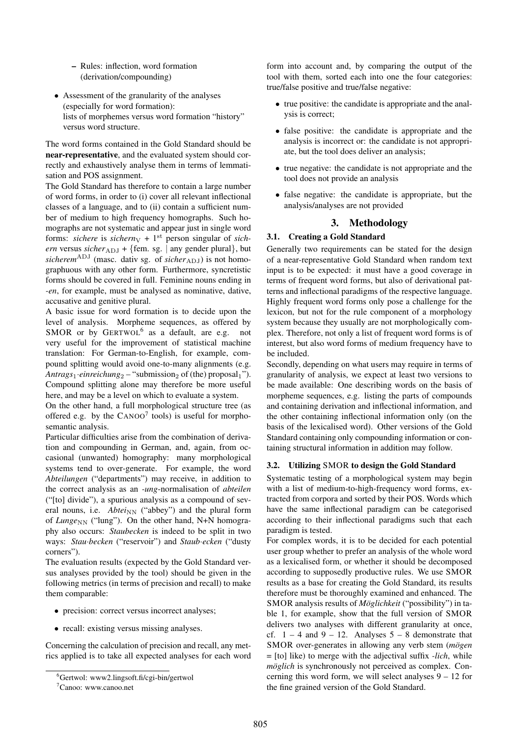- Rules: inflection, word formation (derivation/compounding)

- Assessment of the granularity of the analyses (especially for word formation): lists of morphemes versus word formation "history" versus word structure.

The word forms contained in the Gold Standard should be **near-representative**, and the evaluated system should correctly and exhaustively analyse them in terms of lemmatisation and POS assignment.

The Gold Standard has therefore to contain a large number of word forms, in order to (i) cover all relevant inflectional classes of a language, and to (ii) contain a sufficient number of medium to high frequency homographs. Such homographs are not systematic and appear just in single word forms: *sichere* is *sichern*$_{\text{V}}$ + 1$^{\text{st}}$ person singular of *sichern* versus *sicher*$_{\text{ADJ}}$ + {fem. sg. | any gender plural}, but *sicherem*$^{\text{ADJ}}$ (masc. dativ sg. of *sicher*$_{\text{ADJ}}$) is not homographuous with any other form. Furthermore, syncretistic forms should be covered in full. Feminine nouns ending in *-en*, for example, must be analysed as nominative, dative, accusative and genitive plural.

A basic issue for word formation is to decide upon the level of analysis. Morpheme sequences, as offered by SMOR or by GERTWOL[6] as a default, are e.g. not very useful for the improvement of statistical machine translation: For German-to-English, for example, compound splitting would avoid one-to-many alignments (e.g. *Antrags*$_1$·*einreichung*$_2$ – "submission$_2$ of (the) proposal$_1$"). Compound splitting alone may therefore be more useful here, and may be a level on which to evaluate a system.

On the other hand, a full morphological structure tree (as offered e.g. by the CANOO[7] tools) is useful for morphosemantic analysis.

Particular difficulties arise from the combination of derivation and compounding in German, and, again, from occasional (unwanted) homography: many morphological systems tend to over-generate. For example, the word *Abteilungen* ("departments") may receive, in addition to the correct analysis as an *-ung*-normalisation of *abteilen* ("[to] divide"), a spurious analysis as a compound of several nouns, i.e. *Abtei*$_{\text{NN}}$ ("abbey") and the plural form of *Lunge*$_{\text{NN}}$ ("lung"). On the other hand, N+N homography also occurs: *Staubecken* is indeed to be split in two ways: *Stau·becken* ("reservoir") and *Staub·ecken* ("dusty corners").

The evaluation results (expected by the Gold Standard versus analyses provided by the tool) should be given in the following metrics (in terms of precision and recall) to make them comparable:

- precision: correct versus incorrect analyses;
- recall: existing versus missing analyses.

Concerning the calculation of precision and recall, any metrics applied is to take all expected analyses for each word form into account and, by comparing the output of the tool with them, sorted each into one the four categories: true/false positive and true/false negative:

- true positive: the candidate is appropriate and the analysis is correct;
- false positive: the candidate is appropriate and the analysis is incorrect or: the candidate is not appropriate, but the tool does deliver an analysis;
- true negative: the candidate is not appropriate and the tool does not provide an analysis
- false negative: the candidate is appropriate, but the analysis/analyses are not provided

## 3. Methodology

### 3.1. Creating a Gold Standard

Generally two requirements can be stated for the design of a near-representative Gold Standard when random text input is to be expected: it must have a good coverage in terms of frequent word forms, but also of derivational patterns and inflectional paradigms of the respective language. Highly frequent word forms only pose a challenge for the lexicon, but not for the rule component of a morphology system because they usually are not morphologically complex. Therefore, not only a list of frequent word forms is of interest, but also word forms of medium frequency have to be included.

Secondly, depending on what users may require in terms of granularity of analysis, we expect at least two versions to be made available: One describing words on the basis of morpheme sequences, e.g. listing the parts of compounds and containing derivation and inflectional information, and the other containing inflectional information only (on the basis of the lexicalised word). Other versions of the Gold Standard containing only compounding information or containing structural information in addition may follow.

### 3.2. Utilizing SMOR to design the Gold Standard

Systematic testing of a morphological system may begin with a list of medium-to-high-frequency word forms, extracted from corpora and sorted by their POS. Words which have the same inflectional paradigm can be categorised according to their inflectional paradigms such that each paradigm is tested.

For complex words, it is to be decided for each potential user group whether to prefer an analysis of the whole word as a lexicalised form, or whether it should be decomposed according to supposedly productive rules. We use SMOR results as a base for creating the Gold Standard, its results therefore must be thoroughly examined and enhanced. The SMOR analysis results of *Möglichkeit* ("possibility") in table 1, for example, show that the full version of SMOR delivers two analyses with different granularity at once, cf. 1 – 4 and 9 – 12. Analyses 5 – 8 demonstrate that SMOR over-generates in allowing any verb stem (*mögen* = [to] like) to merge with the adjectival suffix *-lich*, while *möglich* is synchronously not perceived as complex. Concerning this word form, we will select analyses 9 – 12 for the fine grained version of the Gold Standard.

[6] Gertwol: www2.lingsoft.fi/cgi-bin/gertwol

[7] Canoo: www.canoo.net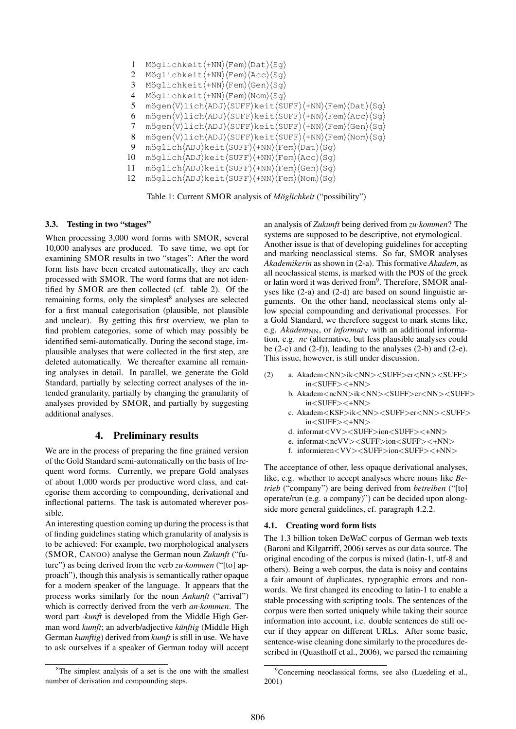| | |
|---|---|
| 1 | Möglichkeit⟨+NN⟩⟨Fem⟩⟨Dat⟩⟨Sg⟩ |
| 2 | Möglichkeit⟨+NN⟩⟨Fem⟩⟨Acc⟩⟨Sg⟩ |
| 3 | Möglichkeit⟨+NN⟩⟨Fem⟩⟨Gen⟩⟨Sg⟩ |
| 4 | Möglichkeit⟨+NN⟩⟨Fem⟩⟨Nom⟩⟨Sg⟩ |
| 5 | mögen⟨V⟩lich⟨ADJ⟩⟨SUFF⟩keit⟨SUFF⟩⟨+NN⟩⟨Fem⟩⟨Dat⟩⟨Sg⟩ |
| 6 | mögen⟨V⟩lich⟨ADJ⟩⟨SUFF⟩keit⟨SUFF⟩⟨+NN⟩⟨Fem⟩⟨Acc⟩⟨Sg⟩ |
| 7 | mögen⟨V⟩lich⟨ADJ⟩⟨SUFF⟩keit⟨SUFF⟩⟨+NN⟩⟨Fem⟩⟨Gen⟩⟨Sg⟩ |
| 8 | mögen⟨V⟩lich⟨ADJ⟩⟨SUFF⟩keit⟨SUFF⟩⟨+NN⟩⟨Fem⟩⟨Nom⟩⟨Sg⟩ |
| 9 | möglich⟨ADJ⟩keit⟨SUFF⟩⟨+NN⟩⟨Fem⟩⟨Dat⟩⟨Sg⟩ |
| 10 | möglich⟨ADJ⟩keit⟨SUFF⟩⟨+NN⟩⟨Fem⟩⟨Acc⟩⟨Sg⟩ |
| 11 | möglich⟨ADJ⟩keit⟨SUFF⟩⟨+NN⟩⟨Fem⟩⟨Gen⟩⟨Sg⟩ |
| 12 | möglich⟨ADJ⟩keit⟨SUFF⟩⟨+NN⟩⟨Fem⟩⟨Nom⟩⟨Sg⟩ |

Table 1: Current SMOR analysis of *Möglichkeit* ("possibility")

### 3.3. Testing in two "stages"

When processing 3,000 word forms with SMOR, several 10,000 analyses are produced. To save time, we opt for examining SMOR results in two "stages": After the word form lists have been created automatically, they are each processed with SMOR. The word forms that are not identified by SMOR are then collected (cf. table 2). Of the remaining forms, only the simplest[8] analyses are selected for a first manual categorisation (plausible, not plausible and unclear). By getting this first overview, we plan to find problem categories, some of which may possibly be identified semi-automatically. During the second stage, implausible analyses that were collected in the first step, are deleted automatically. We thereafter examine all remaining analyses in detail. In parallel, we generate the Gold Standard, partially by selecting correct analyses of the intended granularity, partially by changing the granularity of analyses provided by SMOR, and partially by suggesting additional analyses.

## 4. Preliminary results

We are in the process of preparing the fine grained version of the Gold Standard semi-automatically on the basis of frequent word forms. Currently, we prepare Gold analyses of about 1,000 words per productive word class, and categorise them according to compounding, derivational and inflectional patterns. The task is automated wherever possible.

An interesting question coming up during the process is that of finding guidelines stating which granularity of analysis is to be achieved: For example, two morphological analysers (SMOR, CANOO) analyse the German noun *Zukunft* ("future") as being derived from the verb *zu·kommen* ("[to] approach"), though this analysis is semantically rather opaque for a modern speaker of the language. It appears that the process works similarly for the noun *Ankunft* ("arrival") which is correctly derived from the verb *an·kommen*. The word part *·kunft* is developed from the Middle High German word *kumft*; an adverb/adjective *künftig* (Middle High German *kumftig*) derived from *kumft* is still in use. We have to ask ourselves if a speaker of German today will accept an analysis of *Zukunft* being derived from *zu·kommen*? The systems are supposed to be descriptive, not etymological.

Another issue is that of developing guidelines for accepting and marking neoclassical stems. So far, SMOR analyses *Akademikerin* as shown in (2-a). This formative *Akadem*, as all neoclassical stems, is marked with the POS of the greek or latin word it was derived from[9]. Therefore, SMOR analyses like (2-a) and (2-d) are based on sound linguistic arguments. On the other hand, neoclassical stems only allow special compounding and derivational processes. For a Gold Standard, we therefore suggest to mark stems like, e.g. $Akadem_{\mathrm{NN}}$, or $informat_{\mathrm{V}}$ with an additional information, e.g. *nc* (alternative, but less plausible analyses could be (2-c) and (2-f)), leading to the analyses (2-b) and (2-e). This issue, however, is still under discussion.

(2)
a. Akadem<NN>ik<NN><SUFF>er<NN><SUFF>in<SUFF><+NN>
b. Akadem<ncNN>ik<NN><SUFF>er<NN><SUFF>in<SUFF><+NN>
c. Akadem<KSF>ik<NN><SUFF>er<NN><SUFF>in<SUFF><+NN>
d. informat<VV><SUFF>ion<SUFF><+NN>
e. informat<ncVV><SUFF>ion<SUFF><+NN>
f. informieren<VV><SUFF>ion<SUFF><+NN>

The acceptance of other, less opaque derivational analyses, like, e.g. whether to accept analyses where nouns like *Betrieb* ("company") are being derived from *betreiben* ("[to] operate/run (e.g. a company)") can be decided upon alongside more general guidelines, cf. paragraph 4.2.2.

### 4.1. Creating word form lists

The 1.3 billion token DeWaC corpus of German web texts (Baroni and Kilgarriff, 2006) serves as our data source. The original encoding of the corpus is mixed (latin-1, utf-8 and others). Being a web corpus, the data is noisy and contains a fair amount of duplicates, typographic errors and nonwords. We first changed its encoding to latin-1 to enable a stable processing with scripting tools. The sentences of the corpus were then sorted uniquely while taking their source information into account, i.e. double sentences do still occur if they appear on different URLs. After some basic, sentence-wise cleaning done similarly to the procedures described in (Quasthoff et al., 2006), we parsed the remaining

[8] The simplest analysis of a set is the one with the smallest number of derivation and compounding steps.

[9] Concerning neoclassical forms, see also (Luedeling et al., 2001)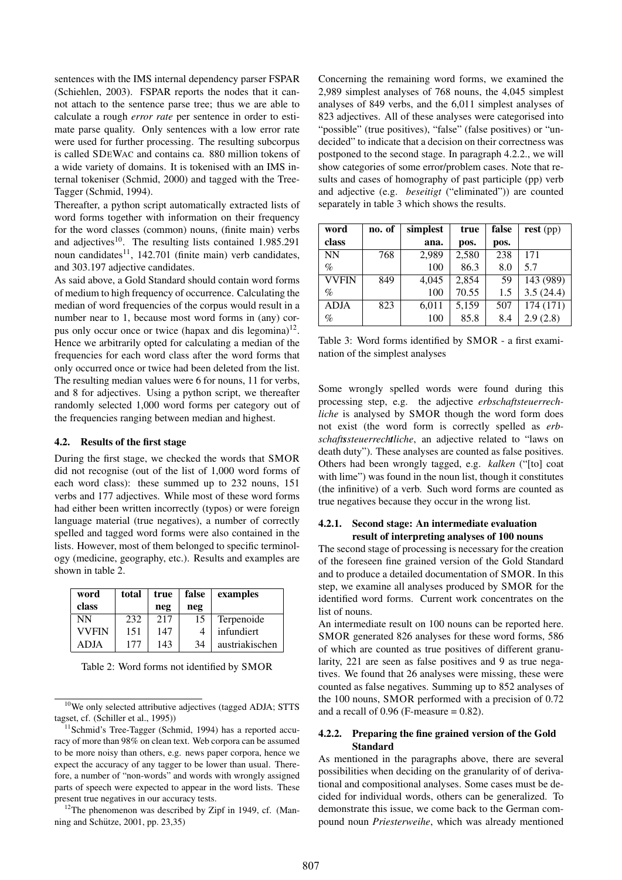sentences with the IMS internal dependency parser FSPAR (Schiehlen, 2003). FSPAR reports the nodes that it cannot attach to the sentence parse tree; thus we are able to calculate a rough *error rate* per sentence in order to estimate parse quality. Only sentences with a low error rate were used for further processing. The resulting subcorpus is called SDEWAC and contains ca. 880 million tokens of a wide variety of domains. It is tokenised with an IMS internal tokeniser (Schmid, 2000) and tagged with the Tree-Tagger (Schmid, 1994).

Thereafter, a python script automatically extracted lists of word forms together with information on their frequency for the word classes (common) nouns, (finite main) verbs and adjectives[10]. The resulting lists contained 1.985.291 noun candidates[11], 142.701 (finite main) verb candidates, and 303.197 adjective candidates.

As said above, a Gold Standard should contain word forms of medium to high frequency of occurrence. Calculating the median of word frequencies of the corpus would result in a number near to 1, because most word forms in (any) corpus only occur once or twice (hapax and dis legomina)[12]. Hence we arbitrarily opted for calculating a median of the frequencies for each word class after the word forms that only occurred once or twice had been deleted from the list. The resulting median values were 6 for nouns, 11 for verbs, and 8 for adjectives. Using a python script, we thereafter randomly selected 1,000 word forms per category out of the frequencies ranging between median and highest.

### 4.2. Results of the first stage

During the first stage, we checked the words that SMOR did not recognise (out of the list of 1,000 word forms of each word class): these summed up to 232 nouns, 151 verbs and 177 adjectives. While most of these word forms had either been written incorrectly (typos) or were foreign language material (true negatives), a number of correctly spelled and tagged word forms were also contained in the lists. However, most of them belonged to specific terminology (medicine, geography, etc.). Results and examples are shown in table 2.

| word class | total | true neg | false neg | examples |
|---|---|---|---|---|
| NN | 232 | 217 | 15 | Terpenoide |
| VVFIN | 151 | 147 | 4 | infundiert |
| ADJA | 177 | 143 | 34 | austriakischen |

Table 2: Word forms not identified by SMOR

[10]We only selected attributive adjectives (tagged ADJA; STTS tagset, cf. (Schiller et al., 1995))

[11]Schmid's Tree-Tagger (Schmid, 1994) has a reported accuracy of more than 98% on clean text. Web corpora can be assumed to be more noisy than others, e.g. news paper corpora, hence we expect the accuracy of any tagger to be lower than usual. Therefore, a number of "non-words" and words with wrongly assigned parts of speech were expected to appear in the word lists. These present true negatives in our accuracy tests.

[12]The phenomenon was described by Zipf in 1949, cf. (Manning and Schütze, 2001, pp. 23,35)

Concerning the remaining word forms, we examined the 2,989 simplest analyses of 768 nouns, the 4,045 simplest analyses of 849 verbs, and the 6,011 simplest analyses of 823 adjectives. All of these analyses were categorised into "possible" (true positives), "false" (false positives) or "undecided" to indicate that a decision on their correctness was postponed to the second stage. In paragraph 4.2.2., we will show categories of some error/problem cases. Note that results and cases of homography of past participle (pp) verb and adjective (e.g. *beseitigt* ("eliminated")) are counted separately in table 3 which shows the results.

| word class | no. of | simplest ana. | true pos. | false pos. | rest (pp) |
|---|---|---|---|---|---|
| NN | 768 | 2,989 | 2,580 | 238 | 171 |
| % | | 100 | 86.3 | 8.0 | 5.7 |
| VVFIN | 849 | 4,045 | 2,854 | 59 | 143 (989) |
| % | | 100 | 70.55 | 1.5 | 3.5 (24.4) |
| ADJA | 823 | 6,011 | 5,159 | 507 | 174 (171) |
| % | | 100 | 85.8 | 8.4 | 2.9 (2.8) |

Table 3: Word forms identified by SMOR - a first examination of the simplest analyses

Some wrongly spelled words were found during this processing step, e.g. the adjective *erbschaftsteuerrechliche* is analysed by SMOR though the word form does not exist (the word form is correctly spelled as *erbschaft**s**steuerrech**t**liche*, an adjective related to "laws on death duty"). These analyses are counted as false positives. Others had been wrongly tagged, e.g. *kalken* ("[to] coat with lime") was found in the noun list, though it constitutes (the infinitive) of a verb. Such word forms are counted as true negatives because they occur in the wrong list.

#### 4.2.1. Second stage: An intermediate evaluation result of interpreting analyses of 100 nouns

The second stage of processing is necessary for the creation of the foreseen fine grained version of the Gold Standard and to produce a detailed documentation of SMOR. In this step, we examine all analyses produced by SMOR for the identified word forms. Current work concentrates on the list of nouns.

An intermediate result on 100 nouns can be reported here. SMOR generated 826 analyses for these word forms, 586 of which are counted as true positives of different granularity, 221 are seen as false positives and 9 as true negatives. We found that 26 analyses were missing, these were counted as false negatives. Summing up to 852 analyses of the 100 nouns, SMOR performed with a precision of 0.72 and a recall of 0.96 (F-measure = 0.82).

#### 4.2.2. Preparing the fine grained version of the Gold Standard

As mentioned in the paragraphs above, there are several possibilities when deciding on the granularity of of derivational and compositional analyses. Some cases must be decided for individual words, others can be generalized. To demonstrate this issue, we come back to the German compound noun *Priesterweihe*, which was already mentioned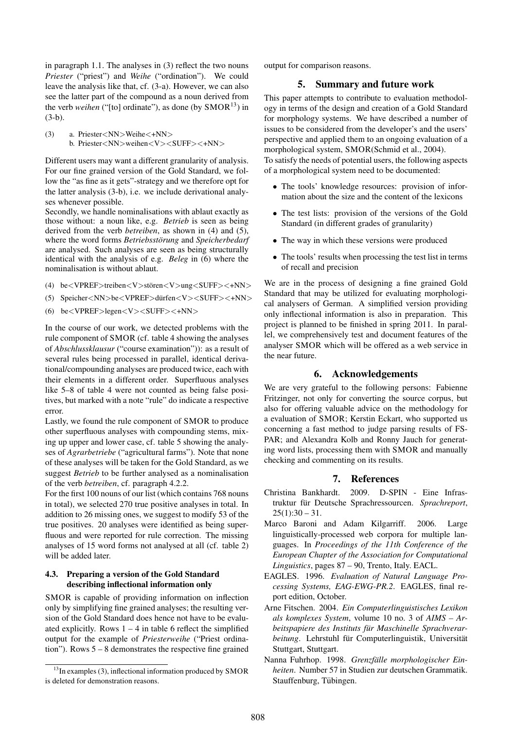in paragraph 1.1. The analyses in (3) reflect the two nouns *Priester* ("priest") and *Weihe* ("ordination"). We could leave the analysis like that, cf. (3-a). However, we can also see the latter part of the compound as a noun derived from the verb *weihen* ("[to] ordinate"), as done (by SMOR[13]) in (3-b).

(3) a. Priester<NN>Weihe<+NN>
    b. Priester<NN>weihen<V><SUFF><+NN>

Different users may want a different granularity of analysis. For our fine grained version of the Gold Standard, we follow the "as fine as it gets"-strategy and we therefore opt for the latter analysis (3-b), i.e. we include derivational analyses whenever possible.

Secondly, we handle nominalisations with ablaut exactly as those without: a noun like, e.g. *Betrieb* is seen as being derived from the verb *betreiben*, as shown in (4) and (5), where the word forms *Betriebsstörung* and *Speicherbedarf* are analysed. Such analyses are seen as being structurally identical with the analysis of e.g. *Beleg* in (6) where the nominalisation is without ablaut.

(4) be<VPREF>treiben<V>stören<V>ung<SUFF><+NN>

(5) Speicher<NN>be<VPREF>dürfen<V><SUFF><+NN>

(6) be<VPREF>legen<V><SUFF><+NN>

In the course of our work, we detected problems with the rule component of SMOR (cf. table 4 showing the analyses of *Abschlussklausur* ("course examination")): as a result of several rules being processed in parallel, identical derivational/compounding analyses are produced twice, each with their elements in a different order. Superfluous analyses like 5–8 of table 4 were not counted as being false positives, but marked with a note "rule" do indicate a respective error.

Lastly, we found the rule component of SMOR to produce other superfluous analyses with compounding stems, mixing up upper and lower case, cf. table 5 showing the analyses of *Agrarbetriebe* ("agricultural farms"). Note that none of these analyses will be taken for the Gold Standard, as we suggest *Betrieb* to be further analysed as a nominalisation of the verb *betreiben*, cf. paragraph 4.2.2.

For the first 100 nouns of our list (which contains 768 nouns in total), we selected 270 true positive analyses in total. In addition to 26 missing ones, we suggest to modify 53 of the true positives. 20 analyses were identified as being superfluous and were reported for rule correction. The missing analyses of 15 word forms not analysed at all (cf. table 2) will be added later.

### 4.3. Preparing a version of the Gold Standard describing inflectional information only

SMOR is capable of providing information on inflection only by simplifying fine grained analyses; the resulting version of the Gold Standard does hence not have to be evaluated explicitly. Rows 1 – 4 in table 6 reflect the simplified output for the example of *Priesterweihe* ("Priest ordination"). Rows 5 – 8 demonstrates the respective fine grained output for comparison reasons.

[13] In examples (3), inflectional information produced by SMOR is deleted for demonstration reasons.

## 5. Summary and future work

This paper attempts to contribute to evaluation methodology in terms of the design and creation of a Gold Standard for morphology systems. We have described a number of issues to be considered from the developer's and the users' perspective and applied them to an ongoing evaluation of a morphological system, SMOR(Schmid et al., 2004).

To satisfy the needs of potential users, the following aspects of a morphological system need to be documented:

- The tools' knowledge resources: provision of information about the size and the content of the lexicons
- The test lists: provision of the versions of the Gold Standard (in different grades of granularity)
- The way in which these versions were produced
- The tools' results when processing the test list in terms of recall and precision

We are in the process of designing a fine grained Gold Standard that may be utilized for evaluating morphological analysers of German. A simplified version providing only inflectional information is also in preparation. This project is planned to be finished in spring 2011. In parallel, we comprehensively test and document features of the analyser SMOR which will be offered as a web service in the near future.

## 6. Acknowledgements

We are very grateful to the following persons: Fabienne Fritzinger, not only for converting the source corpus, but also for offering valuable advice on the methodology for a evaluation of SMOR; Kerstin Eckart, who supported us concerning a fast method to judge parsing results of FSPAR; and Alexandra Kolb and Ronny Jauch for generating word lists, processing them with SMOR and manually checking and commenting on its results.

## 7. References

Christina Bankhardt. 2009. D-SPIN - Eine Infrastruktur für Deutsche Sprachressourcen. *Sprachreport*, 25(1):30 – 31.

Marco Baroni and Adam Kilgarriff. 2006. Large linguistically-processed web corpora for multiple languages. In *Proceedings of the 11th Conference of the European Chapter of the Association for Computational Linguistics*, pages 87 – 90, Trento, Italy. EACL.

EAGLES. 1996. *Evaluation of Natural Language Processing Systems, EAG-EWG-PR.2*. EAGLES, final report edition, October.

Arne Fitschen. 2004. *Ein Computerlinguistisches Lexikon als komplexes System*, volume 10 no. 3 of *AIMS – Arbeitspapiere des Instituts für Maschinelle Sprachverarbeitung*. Lehrstuhl für Computerlinguistik, Universität Stuttgart, Stuttgart.

Nanna Fuhrhop. 1998. *Grenzfälle morphologischer Einheiten*. Number 57 in Studien zur deutschen Grammatik. Stauffenburg, Tübingen.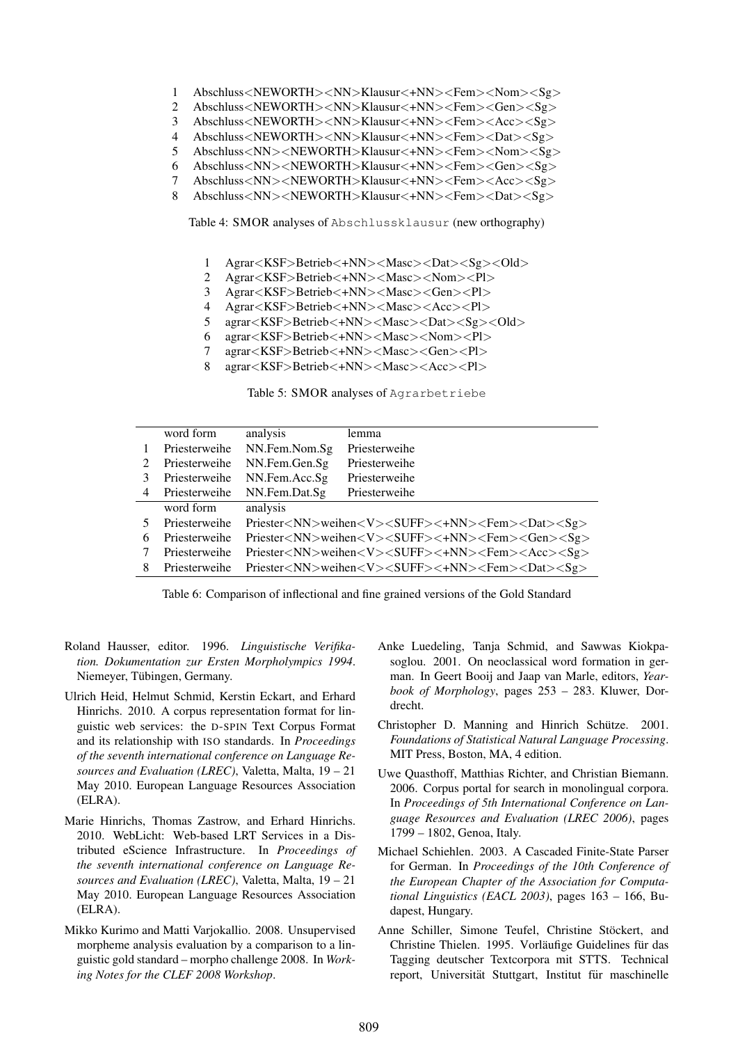| | |
|---|---|
| 1 | Abschluss<NEWORTH><NN>Klausur<+NN><Fem><Nom><Sg> |
| 2 | Abschluss<NEWORTH><NN>Klausur<+NN><Fem><Gen><Sg> |
| 3 | Abschluss<NEWORTH><NN>Klausur<+NN><Fem><Acc><Sg> |
| 4 | Abschluss<NEWORTH><NN>Klausur<+NN><Fem><Dat><Sg> |
| 5 | Abschluss<NN><NEWORTH>Klausur<+NN><Fem><Nom><Sg> |
| 6 | Abschluss<NN><NEWORTH>Klausur<+NN><Fem><Gen><Sg> |
| 7 | Abschluss<NN><NEWORTH>Klausur<+NN><Fem><Acc><Sg> |
| 8 | Abschluss<NN><NEWORTH>Klausur<+NN><Fem><Dat><Sg> |

Table 4: SMOR analyses of `Abschlussklausur` (new orthography)

| | |
|---|---|
| 1 | Agrar<KSF>Betrieb<+NN><Masc><Dat><Sg><Old> |
| 2 | Agrar<KSF>Betrieb<+NN><Masc><Nom><Pl> |
| 3 | Agrar<KSF>Betrieb<+NN><Masc><Gen><Pl> |
| 4 | Agrar<KSF>Betrieb<+NN><Masc><Acc><Pl> |
| 5 | agrar<KSF>Betrieb<+NN><Masc><Dat><Sg><Old> |
| 6 | agrar<KSF>Betrieb<+NN><Masc><Nom><Pl> |
| 7 | agrar<KSF>Betrieb<+NN><Masc><Gen><Pl> |
| 8 | agrar<KSF>Betrieb<+NN><Masc><Acc><Pl> |

Table 5: SMOR analyses of `Agrarbetriebe`

| | word form | analysis | lemma |
|---|---|---|---|
| 1 | Priesterweihe | NN.Fem.Nom.Sg | Priesterweihe |
| 2 | Priesterweihe | NN.Fem.Gen.Sg | Priesterweihe |
| 3 | Priesterweihe | NN.Fem.Acc.Sg | Priesterweihe |
| 4 | Priesterweihe | NN.Fem.Dat.Sg | Priesterweihe |
| | **word form** | **analysis** | |
| 5 | Priesterweihe | Priester<NN>weihen<V><SUFF><+NN><Fem><Dat><Sg> | |
| 6 | Priesterweihe | Priester<NN>weihen<V><SUFF><+NN><Fem><Gen><Sg> | |
| 7 | Priesterweihe | Priester<NN>weihen<V><SUFF><+NN><Fem><Acc><Sg> | |
| 8 | Priesterweihe | Priester<NN>weihen<V><SUFF><+NN><Fem><Dat><Sg> | |

Table 6: Comparison of inflectional and fine grained versions of the Gold Standard

Roland Hausser, editor. 1996. *Linguistische Verifikation. Dokumentation zur Ersten Morpholympics 1994*. Niemeyer, Tübingen, Germany.

Ulrich Heid, Helmut Schmid, Kerstin Eckart, and Erhard Hinrichs. 2010. A corpus representation format for linguistic web services: the D-SPIN Text Corpus Format and its relationship with ISO standards. In *Proceedings of the seventh international conference on Language Resources and Evaluation (LREC)*, Valetta, Malta, 19 – 21 May 2010. European Language Resources Association (ELRA).

Marie Hinrichs, Thomas Zastrow, and Erhard Hinrichs. 2010. WebLicht: Web-based LRT Services in a Distributed eScience Infrastructure. In *Proceedings of the seventh international conference on Language Resources and Evaluation (LREC)*, Valetta, Malta, 19 – 21 May 2010. European Language Resources Association (ELRA).

Mikko Kurimo and Matti Varjokallio. 2008. Unsupervised morpheme analysis evaluation by a comparison to a linguistic gold standard – morpho challenge 2008. In *Working Notes for the CLEF 2008 Workshop*.

Anke Luedeling, Tanja Schmid, and Sawwas Kiokpasoglou. 2001. On neoclassical word formation in german. In Geert Booij and Jaap van Marle, editors, *Yearbook of Morphology*, pages 253 – 283. Kluwer, Dordrecht.

Christopher D. Manning and Hinrich Schütze. 2001. *Foundations of Statistical Natural Language Processing*. MIT Press, Boston, MA, 4 edition.

Uwe Quasthoff, Matthias Richter, and Christian Biemann. 2006. Corpus portal for search in monolingual corpora. In *Proceedings of 5th International Conference on Language Resources and Evaluation (LREC 2006)*, pages 1799 – 1802, Genoa, Italy.

Michael Schiehlen. 2003. A Cascaded Finite-State Parser for German. In *Proceedings of the 10th Conference of the European Chapter of the Association for Computational Linguistics (EACL 2003)*, pages 163 – 166, Budapest, Hungary.

Anne Schiller, Simone Teufel, Christine Stöckert, and Christine Thielen. 1995. Vorläufige Guidelines für das Tagging deutscher Textcorpora mit STTS. Technical report, Universität Stuttgart, Institut für maschinelle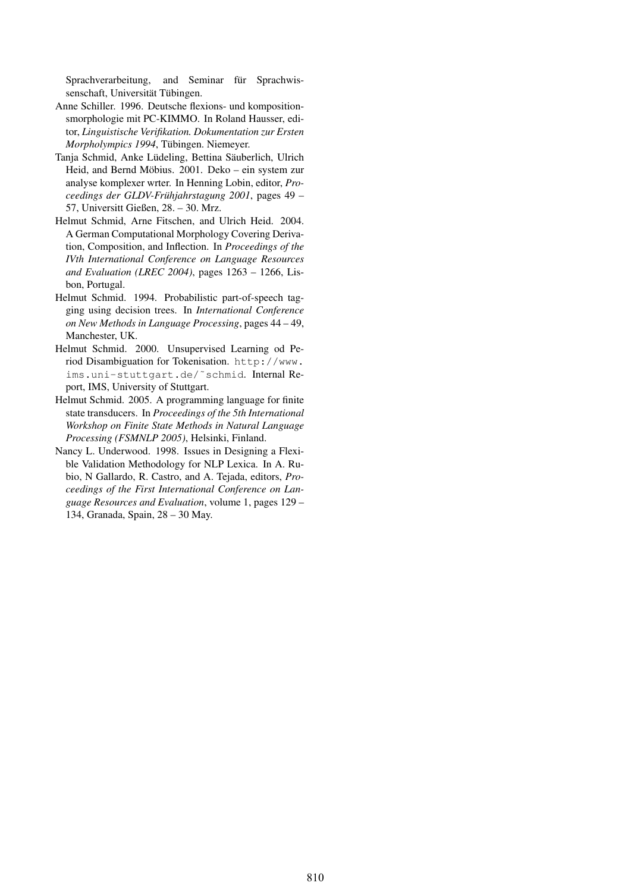Sprachverarbeitung, and Seminar für Sprachwissenschaft, Universität Tübingen.

Anne Schiller. 1996. Deutsche flexions- und kompositionsmorphologie mit PC-KIMMO. In Roland Hausser, editor, *Linguistische Verifikation. Dokumentation zur Ersten Morpholympics 1994*, Tübingen. Niemeyer.

Tanja Schmid, Anke Lüdeling, Bettina Säuberlich, Ulrich Heid, and Bernd Möbius. 2001. Deko – ein system zur analyse komplexer wrter. In Henning Lobin, editor, *Proceedings der GLDV-Frühjahrstagung 2001*, pages 49 – 57, Universitt Gießen, 28. – 30. Mrz.

Helmut Schmid, Arne Fitschen, and Ulrich Heid. 2004. A German Computational Morphology Covering Derivation, Composition, and Inflection. In *Proceedings of the IVth International Conference on Language Resources and Evaluation (LREC 2004)*, pages 1263 – 1266, Lisbon, Portugal.

Helmut Schmid. 1994. Probabilistic part-of-speech tagging using decision trees. In *International Conference on New Methods in Language Processing*, pages 44 – 49, Manchester, UK.

Helmut Schmid. 2000. Unsupervised Learning od Period Disambiguation for Tokenisation. `http://www.ims.uni-stuttgart.de/~schmid`. Internal Report, IMS, University of Stuttgart.

Helmut Schmid. 2005. A programming language for finite state transducers. In *Proceedings of the 5th International Workshop on Finite State Methods in Natural Language Processing (FSMNLP 2005)*, Helsinki, Finland.

Nancy L. Underwood. 1998. Issues in Designing a Flexible Validation Methodology for NLP Lexica. In A. Rubio, N Gallardo, R. Castro, and A. Tejada, editors, *Proceedings of the First International Conference on Language Resources and Evaluation*, volume 1, pages 129 – 134, Granada, Spain, 28 – 30 May.